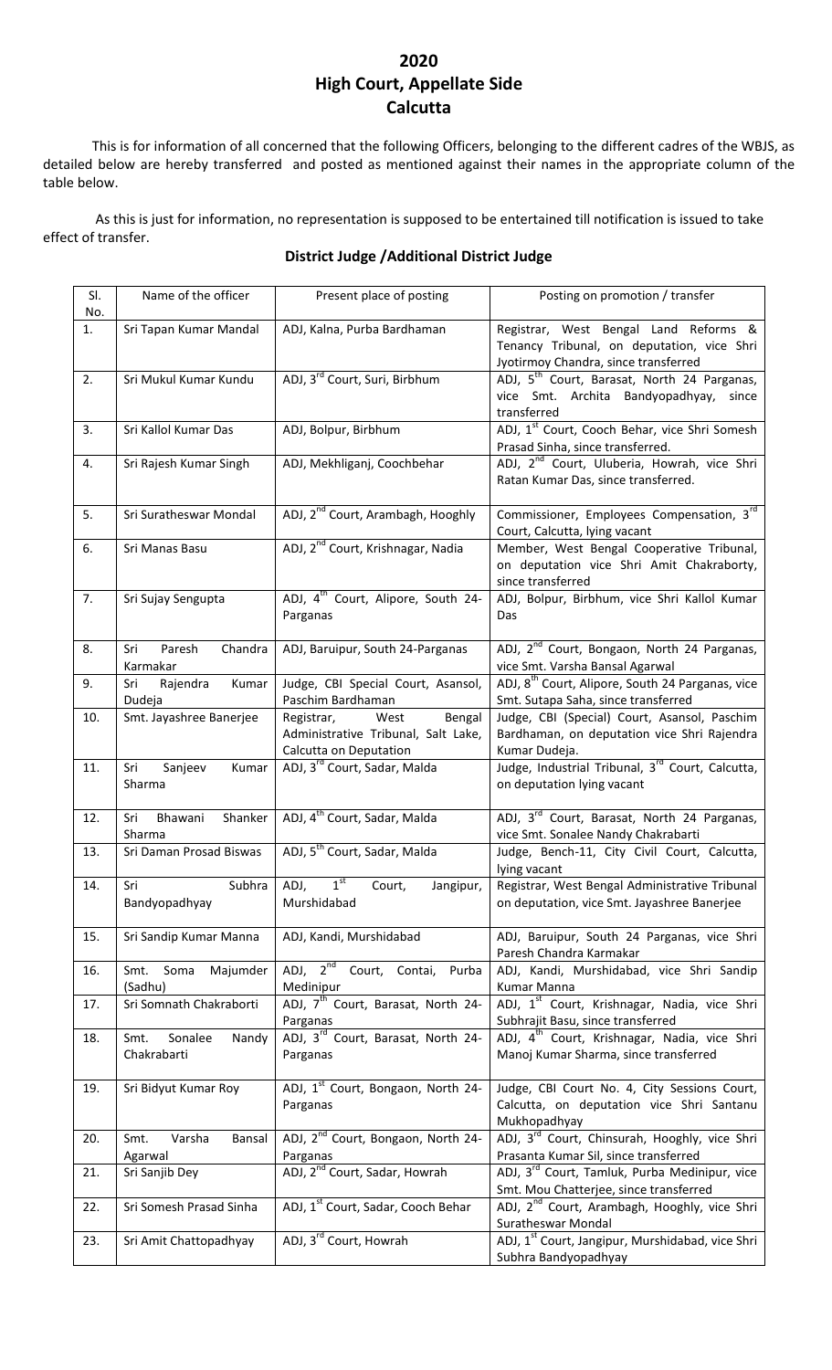# 2020
# High Court, Appellate Side
# Calcutta

This is for information of all concerned that the following Officers, belonging to the different cadres of the WBJS, as detailed below are hereby transferred and posted as mentioned against their names in the appropriate column of the table below.

As this is just for information, no representation is supposed to be entertained till notification is issued to take effect of transfer.

## District Judge /Additional District Judge

| Sl. No. | Name of the officer | Present place of posting | Posting on promotion / transfer |
|---|---|---|---|
| 1. | Sri Tapan Kumar Mandal | ADJ, Kalna, Purba Bardhaman | Registrar, West Bengal Land Reforms & Tenancy Tribunal, on deputation, vice Shri Jyotirmoy Chandra, since transferred |
| 2. | Sri Mukul Kumar Kundu | ADJ, 3rd Court, Suri, Birbhum | ADJ, 5th Court, Barasat, North 24 Parganas, vice Smt. Archita Bandyopadhyay, since transferred |
| 3. | Sri Kallol Kumar Das | ADJ, Bolpur, Birbhum | ADJ, 1st Court, Cooch Behar, vice Shri Somesh Prasad Sinha, since transferred. |
| 4. | Sri Rajesh Kumar Singh | ADJ, Mekhliganj, Coochbehar | ADJ, 2nd Court, Uluberia, Howrah, vice Shri Ratan Kumar Das, since transferred. |
| 5. | Sri Suratheswar Mondal | ADJ, 2nd Court, Arambagh, Hooghly | Commissioner, Employees Compensation, 3rd Court, Calcutta, lying vacant |
| 6. | Sri Manas Basu | ADJ, 2nd Court, Krishnagar, Nadia | Member, West Bengal Cooperative Tribunal, on deputation vice Shri Amit Chakraborty, since transferred |
| 7. | Sri Sujay Sengupta | ADJ, 4th Court, Alipore, South 24-Parganas | ADJ, Bolpur, Birbhum, vice Shri Kallol Kumar Das |
| 8. | Sri Paresh Chandra Karmakar | ADJ, Baruipur, South 24-Parganas | ADJ, 2nd Court, Bongaon, North 24 Parganas, vice Smt. Varsha Bansal Agarwal |
| 9. | Sri Rajendra Kumar Dudeja | Judge, CBI Special Court, Asansol, Paschim Bardhaman | ADJ, 8th Court, Alipore, South 24 Parganas, vice Smt. Sutapa Saha, since transferred |
| 10. | Smt. Jayashree Banerjee | Registrar, West Bengal Administrative Tribunal, Salt Lake, Calcutta on Deputation | Judge, CBI (Special) Court, Asansol, Paschim Bardhaman, on deputation vice Shri Rajendra Kumar Dudeja. |
| 11. | Sri Sanjeev Kumar Sharma | ADJ, 3rd Court, Sadar, Malda | Judge, Industrial Tribunal, 3rd Court, Calcutta, on deputation lying vacant |
| 12. | Sri Bhawani Shanker Sharma | ADJ, 4th Court, Sadar, Malda | ADJ, 3rd Court, Barasat, North 24 Parganas, vice Smt. Sonalee Nandy Chakrabarti |
| 13. | Sri Daman Prosad Biswas | ADJ, 5th Court, Sadar, Malda | Judge, Bench-11, City Civil Court, Calcutta, lying vacant |
| 14. | Sri Subhra Bandyopadhyay | ADJ, 1st Court, Jangipur, Murshidabad | Registrar, West Bengal Administrative Tribunal on deputation, vice Smt. Jayashree Banerjee |
| 15. | Sri Sandip Kumar Manna | ADJ, Kandi, Murshidabad | ADJ, Baruipur, South 24 Parganas, vice Shri Paresh Chandra Karmakar |
| 16. | Smt. Soma Majumder (Sadhu) | ADJ, 2nd Court, Contai, Purba Medinipur | ADJ, Kandi, Murshidabad, vice Shri Sandip Kumar Manna |
| 17. | Sri Somnath Chakraborti | ADJ, 7th Court, Barasat, North 24-Parganas | ADJ, 1st Court, Krishnagar, Nadia, vice Shri Subhrajit Basu, since transferred |
| 18. | Smt. Sonalee Nandy Chakrabarti | ADJ, 3rd Court, Barasat, North 24-Parganas | ADJ, 4th Court, Krishnagar, Nadia, vice Shri Manoj Kumar Sharma, since transferred |
| 19. | Sri Bidyut Kumar Roy | ADJ, 1st Court, Bongaon, North 24-Parganas | Judge, CBI Court No. 4, City Sessions Court, Calcutta, on deputation vice Shri Santanu Mukhopadhyay |
| 20. | Smt. Varsha Bansal Agarwal | ADJ, 2nd Court, Bongaon, North 24-Parganas | ADJ, 3rd Court, Chinsurah, Hooghly, vice Shri Prasanta Kumar Sil, since transferred |
| 21. | Sri Sanjib Dey | ADJ, 2nd Court, Sadar, Howrah | ADJ, 3rd Court, Tamluk, Purba Medinipur, vice Smt. Mou Chatterjee, since transferred |
| 22. | Sri Somesh Prasad Sinha | ADJ, 1st Court, Sadar, Cooch Behar | ADJ, 2nd Court, Arambagh, Hooghly, vice Shri Suratheswar Mondal |
| 23. | Sri Amit Chattopadhyay | ADJ, 3rd Court, Howrah | ADJ, 1st Court, Jangipur, Murshidabad, vice Shri Subhra Bandyopadhyay |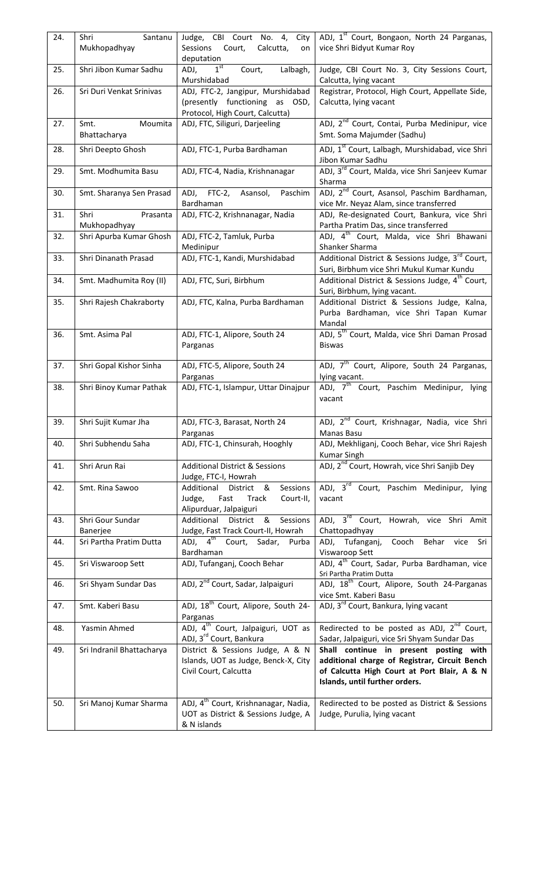| 24. | Shri Santanu Mukhopadhyay | Judge, CBI Court No. 4, City Sessions Court, Calcutta, on deputation | ADJ, 1st Court, Bongaon, North 24 Parganas, vice Shri Bidyut Kumar Roy |
|---|---|---|---|
| 25. | Shri Jibon Kumar Sadhu | ADJ, 1st Court, Lalbagh, Murshidabad | Judge, CBI Court No. 3, City Sessions Court, Calcutta, lying vacant |
| 26. | Sri Duri Venkat Srinivas | ADJ, FTC-2, Jangipur, Murshidabad (presently functioning as OSD, Protocol, High Court, Calcutta) | Registrar, Protocol, High Court, Appellate Side, Calcutta, lying vacant |
| 27. | Smt. Moumita Bhattacharya | ADJ, FTC, Siliguri, Darjeeling | ADJ, 2nd Court, Contai, Purba Medinipur, vice Smt. Soma Majumder (Sadhu) |
| 28. | Shri Deepto Ghosh | ADJ, FTC-1, Purba Bardhaman | ADJ, 1st Court, Lalbagh, Murshidabad, vice Shri Jibon Kumar Sadhu |
| 29. | Smt. Modhumita Basu | ADJ, FTC-4, Nadia, Krishnanagar | ADJ, 3rd Court, Malda, vice Shri Sanjeev Kumar Sharma |
| 30. | Smt. Sharanya Sen Prasad | ADJ, FTC-2, Asansol, Paschim Bardhaman | ADJ, 2nd Court, Asansol, Paschim Bardhaman, vice Mr. Neyaz Alam, since transferred |
| 31. | Shri Prasanta Mukhopadhyay | ADJ, FTC-2, Krishnanagar, Nadia | ADJ, Re-designated Court, Bankura, vice Shri Partha Pratim Das, since transferred |
| 32. | Shri Apurba Kumar Ghosh | ADJ, FTC-2, Tamluk, Purba Medinipur | ADJ, 4th Court, Malda, vice Shri Bhawani Shanker Sharma |
| 33. | Shri Dinanath Prasad | ADJ, FTC-1, Kandi, Murshidabad | Additional District & Sessions Judge, 3rd Court, Suri, Birbhum vice Shri Mukul Kumar Kundu |
| 34. | Smt. Madhumita Roy (II) | ADJ, FTC, Suri, Birbhum | Additional District & Sessions Judge, 4th Court, Suri, Birbhum, lying vacant. |
| 35. | Shri Rajesh Chakraborty | ADJ, FTC, Kalna, Purba Bardhaman | Additional District & Sessions Judge, Kalna, Purba Bardhaman, vice Shri Tapan Kumar Mandal |
| 36. | Smt. Asima Pal | ADJ, FTC-1, Alipore, South 24 Parganas | ADJ, 5th Court, Malda, vice Shri Daman Prosad Biswas |
| 37. | Shri Gopal Kishor Sinha | ADJ, FTC-5, Alipore, South 24 Parganas | ADJ, 7th Court, Alipore, South 24 Parganas, lying vacant. |
| 38. | Shri Binoy Kumar Pathak | ADJ, FTC-1, Islampur, Uttar Dinajpur | ADJ, 7th Court, Paschim Medinipur, lying vacant |
| 39. | Shri Sujit Kumar Jha | ADJ, FTC-3, Barasat, North 24 Parganas | ADJ, 2nd Court, Krishnagar, Nadia, vice Shri Manas Basu |
| 40. | Shri Subhendu Saha | ADJ, FTC-1, Chinsurah, Hooghly | ADJ, Mekhliganj, Cooch Behar, vice Shri Rajesh Kumar Singh |
| 41. | Shri Arun Rai | Additional District & Sessions Judge, FTC-I, Howrah | ADJ, 2nd Court, Howrah, vice Shri Sanjib Dey |
| 42. | Smt. Rina Sawoo | Additional District & Sessions Judge, Fast Track Court-II, Alipurduar, Jalpaiguri | ADJ, 3rd Court, Paschim Medinipur, lying vacant |
| 43. | Shri Gour Sundar Banerjee | Additional District & Sessions Judge, Fast Track Court-II, Howrah | ADJ, 3rd Court, Howrah, vice Shri Amit Chattopadhyay |
| 44. | Sri Partha Pratim Dutta | ADJ, 4th Court, Sadar, Purba Bardhaman | ADJ, Tufanganj, Cooch Behar vice Sri Viswaroop Sett |
| 45. | Sri Viswaroop Sett | ADJ, Tufanganj, Cooch Behar | ADJ, 4th Court, Sadar, Purba Bardhaman, vice Sri Partha Pratim Dutta |
| 46. | Sri Shyam Sundar Das | ADJ, 2nd Court, Sadar, Jalpaiguri | ADJ, 18th Court, Alipore, South 24-Parganas vice Smt. Kaberi Basu |
| 47. | Smt. Kaberi Basu | ADJ, 18th Court, Alipore, South 24-Parganas | ADJ, 3rd Court, Bankura, lying vacant |
| 48. | Yasmin Ahmed | ADJ, 4th Court, Jalpaiguri, UOT as ADJ, 3rd Court, Bankura | Redirected to be posted as ADJ, 2nd Court, Sadar, Jalpaiguri, vice Sri Shyam Sundar Das |
| 49. | Sri Indranil Bhattacharya | District & Sessions Judge, A & N Islands, UOT as Judge, Benck-X, City Civil Court, Calcutta | **Shall continue in present posting with additional charge of Registrar, Circuit Bench of Calcutta High Court at Port Blair, A & N Islands, until further orders.** |
| 50. | Sri Manoj Kumar Sharma | ADJ, 4th Court, Krishnanagar, Nadia, UOT as District & Sessions Judge, A & N islands | Redirected to be posted as District & Sessions Judge, Purulia, lying vacant |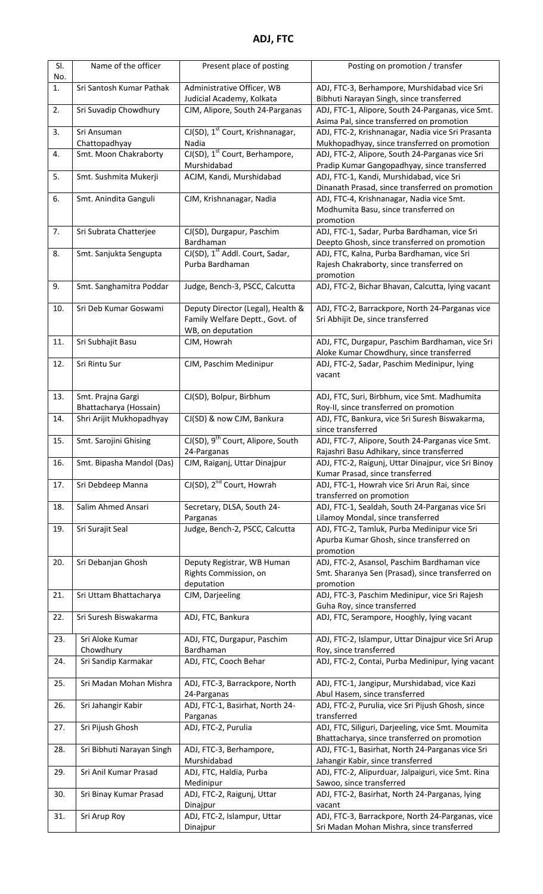# ADJ, FTC

| Sl. No. | Name of the officer | Present place of posting | Posting on promotion / transfer |
|---|---|---|---|
| 1. | Sri Santosh Kumar Pathak | Administrative Officer, WB Judicial Academy, Kolkata | ADJ, FTC-3, Berhampore, Murshidabad vice Sri Bibhuti Narayan Singh, since transferred |
| 2. | Sri Suvadip Chowdhury | CJM, Alipore, South 24-Parganas | ADJ, FTC-1, Alipore, South 24-Parganas, vice Smt. Asima Pal, since transferred on promotion |
| 3. | Sri Ansuman Chattopadhyay | CJ(SD), 1st Court, Krishnanagar, Nadia | ADJ, FTC-2, Krishnanagar, Nadia vice Sri Prasanta Mukhopadhyay, since transferred on promotion |
| 4. | Smt. Moon Chakraborty | CJ(SD), 1st Court, Berhampore, Murshidabad | ADJ, FTC-2, Alipore, South 24-Parganas vice Sri Pradip Kumar Gangopadhyay, since transferred |
| 5. | Smt. Sushmita Mukerji | ACJM, Kandi, Murshidabad | ADJ, FTC-1, Kandi, Murshidabad, vice Sri Dinanath Prasad, since transferred on promotion |
| 6. | Smt. Anindita Ganguli | CJM, Krishnanagar, Nadia | ADJ, FTC-4, Krishnanagar, Nadia vice Smt. Modhumita Basu, since transferred on promotion |
| 7. | Sri Subrata Chatterjee | CJ(SD), Durgapur, Paschim Bardhaman | ADJ, FTC-1, Sadar, Purba Bardhaman, vice Sri Deepto Ghosh, since transferred on promotion |
| 8. | Smt. Sanjukta Sengupta | CJ(SD), 1st Addl. Court, Sadar, Purba Bardhaman | ADJ, FTC, Kalna, Purba Bardhaman, vice Sri Rajesh Chakraborty, since transferred on promotion |
| 9. | Smt. Sanghamitra Poddar | Judge, Bench-3, PSCC, Calcutta | ADJ, FTC-2, Bichar Bhavan, Calcutta, lying vacant |
| 10. | Sri Deb Kumar Goswami | Deputy Director (Legal), Health & Family Welfare Deptt., Govt. of WB, on deputation | ADJ, FTC-2, Barrackpore, North 24-Parganas vice Sri Abhijit De, since transferred |
| 11. | Sri Subhajit Basu | CJM, Howrah | ADJ, FTC, Durgapur, Paschim Bardhaman, vice Sri Aloke Kumar Chowdhury, since transferred |
| 12. | Sri Rintu Sur | CJM, Paschim Medinipur | ADJ, FTC-2, Sadar, Paschim Medinipur, lying vacant |
| 13. | Smt. Prajna Gargi Bhattacharya (Hossain) | CJ(SD), Bolpur, Birbhum | ADJ, FTC, Suri, Birbhum, vice Smt. Madhumita Roy-II, since transferred on promotion |
| 14. | Shri Arijit Mukhopadhyay | CJ(SD) & now CJM, Bankura | ADJ, FTC, Bankura, vice Sri Suresh Biswakarma, since transferred |
| 15. | Smt. Sarojini Ghising | CJ(SD), 9th Court, Alipore, South 24-Parganas | ADJ, FTC-7, Alipore, South 24-Parganas vice Smt. Rajashri Basu Adhikary, since transferred |
| 16. | Smt. Bipasha Mandol (Das) | CJM, Raiganj, Uttar Dinajpur | ADJ, FTC-2, Raigunj, Uttar Dinajpur, vice Sri Binoy Kumar Prasad, since transferred |
| 17. | Sri Debdeep Manna | CJ(SD), 2nd Court, Howrah | ADJ, FTC-1, Howrah vice Sri Arun Rai, since transferred on promotion |
| 18. | Salim Ahmed Ansari | Secretary, DLSA, South 24-Parganas | ADJ, FTC-1, Sealdah, South 24-Parganas vice Sri Lilamoy Mondal, since transferred |
| 19. | Sri Surajit Seal | Judge, Bench-2, PSCC, Calcutta | ADJ, FTC-2, Tamluk, Purba Medinipur vice Sri Apurba Kumar Ghosh, since transferred on promotion |
| 20. | Sri Debanjan Ghosh | Deputy Registrar, WB Human Rights Commission, on deputation | ADJ, FTC-2, Asansol, Paschim Bardhaman vice Smt. Sharanya Sen (Prasad), since transferred on promotion |
| 21. | Sri Uttam Bhattacharya | CJM, Darjeeling | ADJ, FTC-3, Paschim Medinipur, vice Sri Rajesh Guha Roy, since transferred |
| 22. | Sri Suresh Biswakarma | ADJ, FTC, Bankura | ADJ, FTC, Serampore, Hooghly, lying vacant |
| 23. | Sri Aloke Kumar Chowdhury | ADJ, FTC, Durgapur, Paschim Bardhaman | ADJ, FTC-2, Islampur, Uttar Dinajpur vice Sri Arup Roy, since transferred |
| 24. | Sri Sandip Karmakar | ADJ, FTC, Cooch Behar | ADJ, FTC-2, Contai, Purba Medinipur, lying vacant |
| 25. | Sri Madan Mohan Mishra | ADJ, FTC-3, Barrackpore, North 24-Parganas | ADJ, FTC-1, Jangipur, Murshidabad, vice Kazi Abul Hasem, since transferred |
| 26. | Sri Jahangir Kabir | ADJ, FTC-1, Basirhat, North 24-Parganas | ADJ, FTC-2, Purulia, vice Sri Pijush Ghosh, since transferred |
| 27. | Sri Pijush Ghosh | ADJ, FTC-2, Purulia | ADJ, FTC, Siliguri, Darjeeling, vice Smt. Moumita Bhattacharya, since transferred on promotion |
| 28. | Sri Bibhuti Narayan Singh | ADJ, FTC-3, Berhampore, Murshidabad | ADJ, FTC-1, Basirhat, North 24-Parganas vice Sri Jahangir Kabir, since transferred |
| 29. | Sri Anil Kumar Prasad | ADJ, FTC, Haldia, Purba Medinipur | ADJ, FTC-2, Alipurduar, Jalpaiguri, vice Smt. Rina Sawoo, since transferred |
| 30. | Sri Binay Kumar Prasad | ADJ, FTC-2, Raigunj, Uttar Dinajpur | ADJ, FTC-2, Basirhat, North 24-Parganas, lying vacant |
| 31. | Sri Arup Roy | ADJ, FTC-2, Islampur, Uttar Dinajpur | ADJ, FTC-3, Barrackpore, North 24-Parganas, vice Sri Madan Mohan Mishra, since transferred |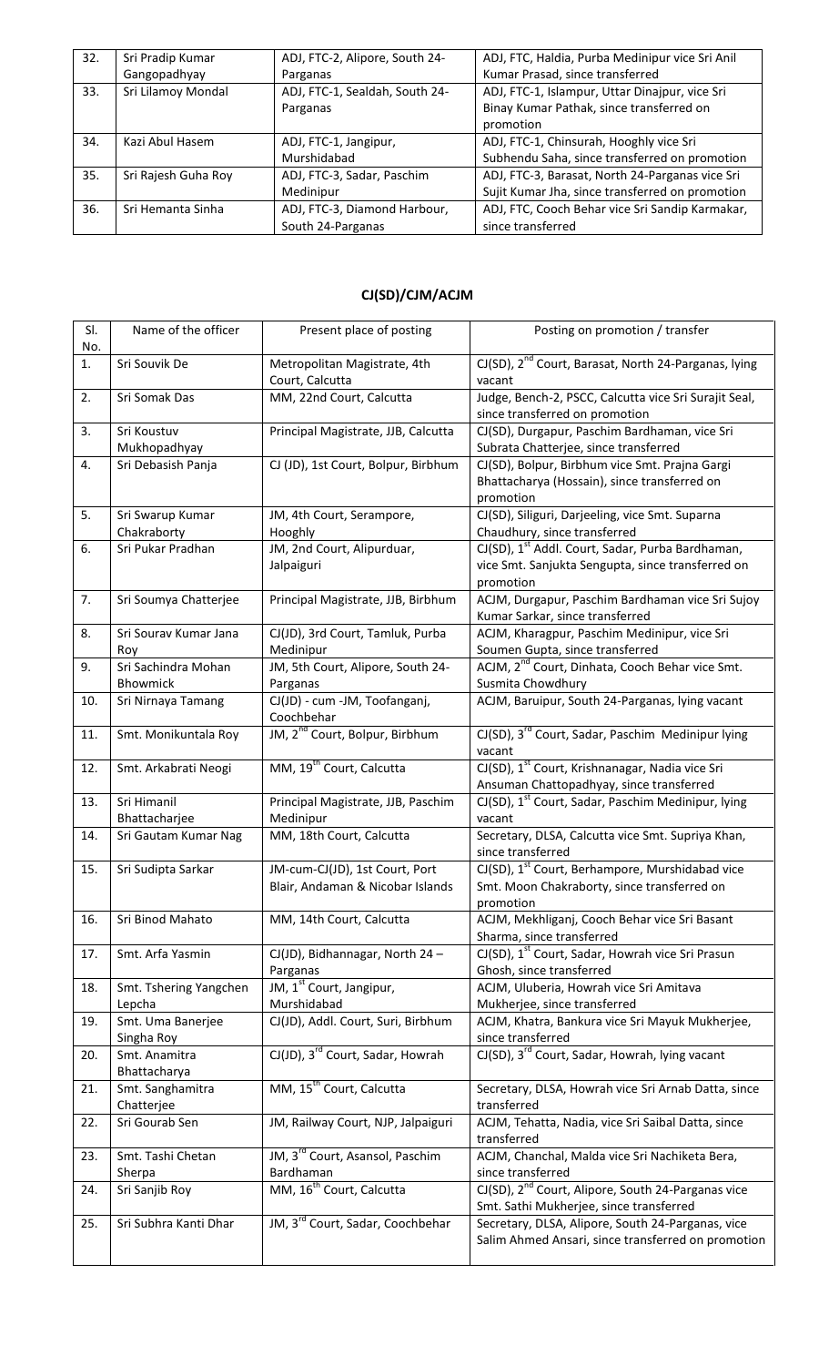| 32. | Sri Pradip Kumar Gangopadhyay | ADJ, FTC-2, Alipore, South 24-Parganas | ADJ, FTC, Haldia, Purba Medinipur vice Sri Anil Kumar Prasad, since transferred |
|---|---|---|---|
| 33. | Sri Lilamoy Mondal | ADJ, FTC-1, Sealdah, South 24-Parganas | ADJ, FTC-1, Islampur, Uttar Dinajpur, vice Sri Binay Kumar Pathak, since transferred on promotion |
| 34. | Kazi Abul Hasem | ADJ, FTC-1, Jangipur, Murshidabad | ADJ, FTC-1, Chinsurah, Hooghly vice Sri Subhendu Saha, since transferred on promotion |
| 35. | Sri Rajesh Guha Roy | ADJ, FTC-3, Sadar, Paschim Medinipur | ADJ, FTC-3, Barasat, North 24-Parganas vice Sri Sujit Kumar Jha, since transferred on promotion |
| 36. | Sri Hemanta Sinha | ADJ, FTC-3, Diamond Harbour, South 24-Parganas | ADJ, FTC, Cooch Behar vice Sri Sandip Karmakar, since transferred |

## CJ(SD)/CJM/ACJM

| Sl. No. | Name of the officer | Present place of posting | Posting on promotion / transfer |
|---|---|---|---|
| 1. | Sri Souvik De | Metropolitan Magistrate, 4th Court, Calcutta | CJ(SD), 2nd Court, Barasat, North 24-Parganas, lying vacant |
| 2. | Sri Somak Das | MM, 22nd Court, Calcutta | Judge, Bench-2, PSCC, Calcutta vice Sri Surajit Seal, since transferred on promotion |
| 3. | Sri Koustuv Mukhopadhyay | Principal Magistrate, JJB, Calcutta | CJ(SD), Durgapur, Paschim Bardhaman, vice Sri Subrata Chatterjee, since transferred |
| 4. | Sri Debasish Panja | CJ (JD), 1st Court, Bolpur, Birbhum | CJ(SD), Bolpur, Birbhum vice Smt. Prajna Gargi Bhattacharya (Hossain), since transferred on promotion |
| 5. | Sri Swarup Kumar Chakraborty | JM, 4th Court, Serampore, Hooghly | CJ(SD), Siliguri, Darjeeling, vice Smt. Suparna Chaudhury, since transferred |
| 6. | Sri Pukar Pradhan | JM, 2nd Court, Alipurduar, Jalpaiguri | CJ(SD), 1st Addl. Court, Sadar, Purba Bardhaman, vice Smt. Sanjukta Sengupta, since transferred on promotion |
| 7. | Sri Soumya Chatterjee | Principal Magistrate, JJB, Birbhum | ACJM, Durgapur, Paschim Bardhaman vice Sri Sujoy Kumar Sarkar, since transferred |
| 8. | Sri Sourav Kumar Jana Roy | CJ(JD), 3rd Court, Tamluk, Purba Medinipur | ACJM, Kharagpur, Paschim Medinipur, vice Sri Soumen Gupta, since transferred |
| 9. | Sri Sachindra Mohan Bhowmick | JM, 5th Court, Alipore, South 24-Parganas | ACJM, 2nd Court, Dinhata, Cooch Behar vice Smt. Susmita Chowdhury |
| 10. | Sri Nirnaya Tamang | CJ(JD) - cum -JM, Toofanganj, Coochbehar | ACJM, Baruipur, South 24-Parganas, lying vacant |
| 11. | Smt. Monikuntala Roy | JM, 2nd Court, Bolpur, Birbhum | CJ(SD), 3rd Court, Sadar, Paschim Medinipur lying vacant |
| 12. | Smt. Arkabrati Neogi | MM, 19th Court, Calcutta | CJ(SD), 1st Court, Krishnanagar, Nadia vice Sri Ansuman Chattopadhyay, since transferred |
| 13. | Sri Himanil Bhattacharjee | Principal Magistrate, JJB, Paschim Medinipur | CJ(SD), 1st Court, Sadar, Paschim Medinipur, lying vacant |
| 14. | Sri Gautam Kumar Nag | MM, 18th Court, Calcutta | Secretary, DLSA, Calcutta vice Smt. Supriya Khan, since transferred |
| 15. | Sri Sudipta Sarkar | JM-cum-CJ(JD), 1st Court, Port Blair, Andaman & Nicobar Islands | CJ(SD), 1st Court, Berhampore, Murshidabad vice Smt. Moon Chakraborty, since transferred on promotion |
| 16. | Sri Binod Mahato | MM, 14th Court, Calcutta | ACJM, Mekhliganj, Cooch Behar vice Sri Basant Sharma, since transferred |
| 17. | Smt. Arfa Yasmin | CJ(JD), Bidhannagar, North 24 – Parganas | CJ(SD), 1st Court, Sadar, Howrah vice Sri Prasun Ghosh, since transferred |
| 18. | Smt. Tshering Yangchen Lepcha | JM, 1st Court, Jangipur, Murshidabad | ACJM, Uluberia, Howrah vice Sri Amitava Mukherjee, since transferred |
| 19. | Smt. Uma Banerjee Singha Roy | CJ(JD), Addl. Court, Suri, Birbhum | ACJM, Khatra, Bankura vice Sri Mayuk Mukherjee, since transferred |
| 20. | Smt. Anamitra Bhattacharya | CJ(JD), 3rd Court, Sadar, Howrah | CJ(SD), 3rd Court, Sadar, Howrah, lying vacant |
| 21. | Smt. Sanghamitra Chatterjee | MM, 15th Court, Calcutta | Secretary, DLSA, Howrah vice Sri Arnab Datta, since transferred |
| 22. | Sri Gourab Sen | JM, Railway Court, NJP, Jalpaiguri | ACJM, Tehatta, Nadia, vice Sri Saibal Datta, since transferred |
| 23. | Smt. Tashi Chetan Sherpa | JM, 3rd Court, Asansol, Paschim Bardhaman | ACJM, Chanchal, Malda vice Sri Nachiketa Bera, since transferred |
| 24. | Sri Sanjib Roy | MM, 16th Court, Calcutta | CJ(SD), 2nd Court, Alipore, South 24-Parganas vice Smt. Sathi Mukherjee, since transferred |
| 25. | Sri Subhra Kanti Dhar | JM, 3rd Court, Sadar, Coochbehar | Secretary, DLSA, Alipore, South 24-Parganas, vice Salim Ahmed Ansari, since transferred on promotion |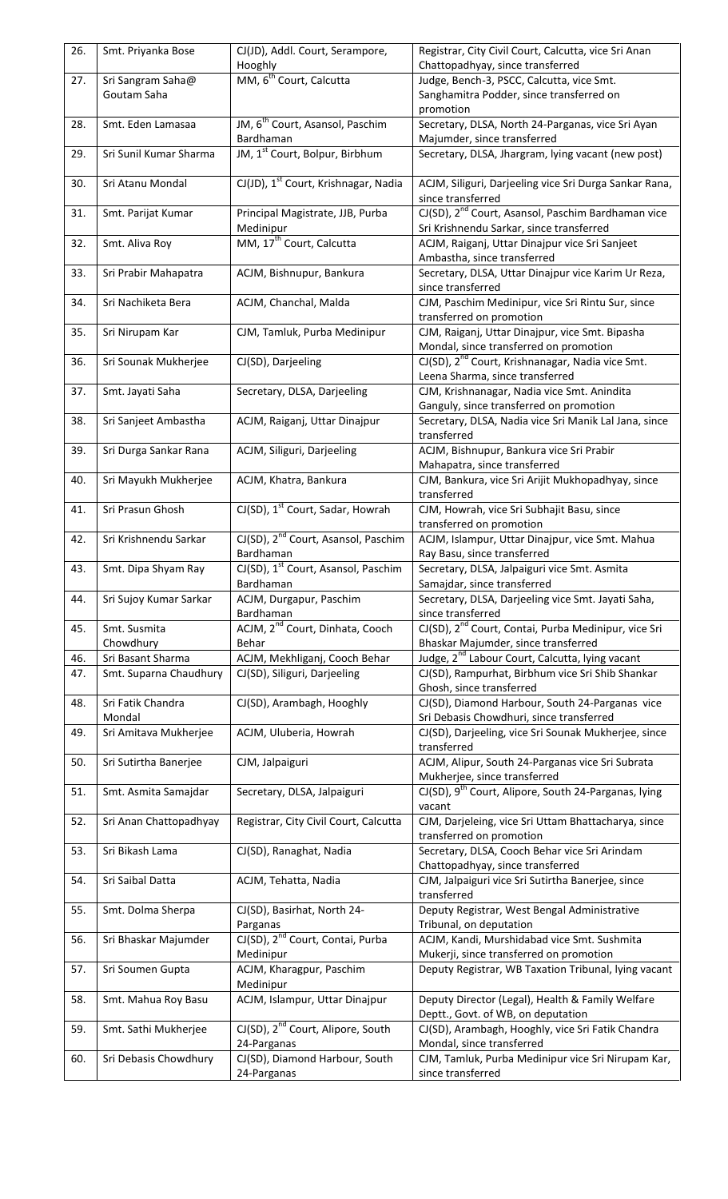| 26. | Smt. Priyanka Bose | CJ(JD), Addl. Court, Serampore, Hooghly | Registrar, City Civil Court, Calcutta, vice Sri Anan Chattopadhyay, since transferred |
|---|---|---|---|
| 27. | Sri Sangram Saha@ Goutam Saha | MM, 6th Court, Calcutta | Judge, Bench-3, PSCC, Calcutta, vice Smt. Sanghamitra Podder, since transferred on promotion |
| 28. | Smt. Eden Lamasaa | JM, 6th Court, Asansol, Paschim Bardhaman | Secretary, DLSA, North 24-Parganas, vice Sri Ayan Majumder, since transferred |
| 29. | Sri Sunil Kumar Sharma | JM, 1st Court, Bolpur, Birbhum | Secretary, DLSA, Jhargram, lying vacant (new post) |
| 30. | Sri Atanu Mondal | CJ(JD), 1st Court, Krishnagar, Nadia | ACJM, Siliguri, Darjeeling vice Sri Durga Sankar Rana, since transferred |
| 31. | Smt. Parijat Kumar | Principal Magistrate, JJB, Purba Medinipur | CJ(SD), 2nd Court, Asansol, Paschim Bardhaman vice Sri Krishnendu Sarkar, since transferred |
| 32. | Smt. Aliva Roy | MM, 17th Court, Calcutta | ACJM, Raiganj, Uttar Dinajpur vice Sri Sanjeet Ambastha, since transferred |
| 33. | Sri Prabir Mahapatra | ACJM, Bishnupur, Bankura | Secretary, DLSA, Uttar Dinajpur vice Karim Ur Reza, since transferred |
| 34. | Sri Nachiketa Bera | ACJM, Chanchal, Malda | CJM, Paschim Medinipur, vice Sri Rintu Sur, since transferred on promotion |
| 35. | Sri Nirupam Kar | CJM, Tamluk, Purba Medinipur | CJM, Raiganj, Uttar Dinajpur, vice Smt. Bipasha Mondal, since transferred on promotion |
| 36. | Sri Sounak Mukherjee | CJ(SD), Darjeeling | CJ(SD), 2nd Court, Krishnanagar, Nadia vice Smt. Leena Sharma, since transferred |
| 37. | Smt. Jayati Saha | Secretary, DLSA, Darjeeling | CJM, Krishnanagar, Nadia vice Smt. Anindita Ganguly, since transferred on promotion |
| 38. | Sri Sanjeet Ambastha | ACJM, Raiganj, Uttar Dinajpur | Secretary, DLSA, Nadia vice Sri Manik Lal Jana, since transferred |
| 39. | Sri Durga Sankar Rana | ACJM, Siliguri, Darjeeling | ACJM, Bishnupur, Bankura vice Sri Prabir Mahapatra, since transferred |
| 40. | Sri Mayukh Mukherjee | ACJM, Khatra, Bankura | CJM, Bankura, vice Sri Arijit Mukhopadhyay, since transferred |
| 41. | Sri Prasun Ghosh | CJ(SD), 1st Court, Sadar, Howrah | CJM, Howrah, vice Sri Subhajit Basu, since transferred on promotion |
| 42. | Sri Krishnendu Sarkar | CJ(SD), 2nd Court, Asansol, Paschim Bardhaman | ACJM, Islampur, Uttar Dinajpur, vice Smt. Mahua Ray Basu, since transferred |
| 43. | Smt. Dipa Shyam Ray | CJ(SD), 1st Court, Asansol, Paschim Bardhaman | Secretary, DLSA, Jalpaiguri vice Smt. Asmita Samajdar, since transferred |
| 44. | Sri Sujoy Kumar Sarkar | ACJM, Durgapur, Paschim Bardhaman | Secretary, DLSA, Darjeeling vice Smt. Jayati Saha, since transferred |
| 45. | Smt. Susmita Chowdhury | ACJM, 2nd Court, Dinhata, Cooch Behar | CJ(SD), 2nd Court, Contai, Purba Medinipur, vice Sri Bhaskar Majumder, since transferred |
| 46. | Sri Basant Sharma | ACJM, Mekhliganj, Cooch Behar | Judge, 2nd Labour Court, Calcutta, lying vacant |
| 47. | Smt. Suparna Chaudhury | CJ(SD), Siliguri, Darjeeling | CJ(SD), Rampurhat, Birbhum vice Sri Shib Shankar Ghosh, since transferred |
| 48. | Sri Fatik Chandra Mondal | CJ(SD), Arambagh, Hooghly | CJ(SD), Diamond Harbour, South 24-Parganas vice Sri Debasis Chowdhuri, since transferred |
| 49. | Sri Amitava Mukherjee | ACJM, Uluberia, Howrah | CJ(SD), Darjeeling, vice Sri Sounak Mukherjee, since transferred |
| 50. | Sri Sutirtha Banerjee | CJM, Jalpaiguri | ACJM, Alipur, South 24-Parganas vice Sri Subrata Mukherjee, since transferred |
| 51. | Smt. Asmita Samajdar | Secretary, DLSA, Jalpaiguri | CJ(SD), 9th Court, Alipore, South 24-Parganas, lying vacant |
| 52. | Sri Anan Chattopadhyay | Registrar, City Civil Court, Calcutta | CJM, Darjeleing, vice Sri Uttam Bhattacharya, since transferred on promotion |
| 53. | Sri Bikash Lama | CJ(SD), Ranaghat, Nadia | Secretary, DLSA, Cooch Behar vice Sri Arindam Chattopadhyay, since transferred |
| 54. | Sri Saibal Datta | ACJM, Tehatta, Nadia | CJM, Jalpaiguri vice Sri Sutirtha Banerjee, since transferred |
| 55. | Smt. Dolma Sherpa | CJ(SD), Basirhat, North 24-Parganas | Deputy Registrar, West Bengal Administrative Tribunal, on deputation |
| 56. | Sri Bhaskar Majumder | CJ(SD), 2nd Court, Contai, Purba Medinipur | ACJM, Kandi, Murshidabad vice Smt. Sushmita Mukerji, since transferred on promotion |
| 57. | Sri Soumen Gupta | ACJM, Kharagpur, Paschim Medinipur | Deputy Registrar, WB Taxation Tribunal, lying vacant |
| 58. | Smt. Mahua Roy Basu | ACJM, Islampur, Uttar Dinajpur | Deputy Director (Legal), Health & Family Welfare Deptt., Govt. of WB, on deputation |
| 59. | Smt. Sathi Mukherjee | CJ(SD), 2nd Court, Alipore, South 24-Parganas | CJ(SD), Arambagh, Hooghly, vice Sri Fatik Chandra Mondal, since transferred |
| 60. | Sri Debasis Chowdhury | CJ(SD), Diamond Harbour, South 24-Parganas | CJM, Tamluk, Purba Medinipur vice Sri Nirupam Kar, since transferred |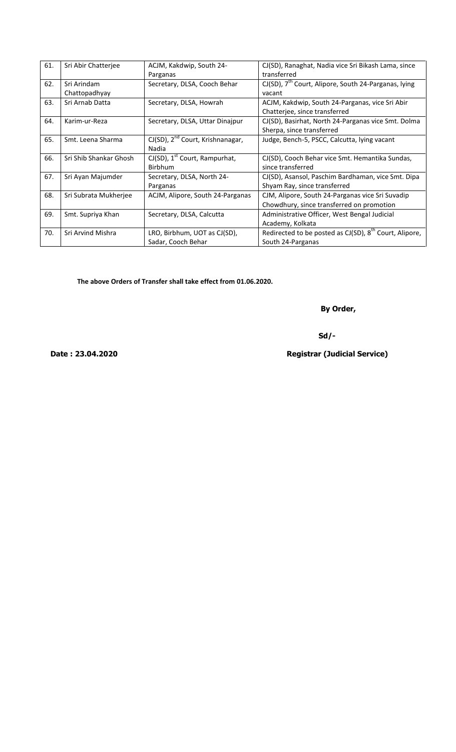| | | | |
|---|---|---|---|
| 61. | Sri Abir Chatterjee | ACJM, Kakdwip, South 24-Parganas | CJ(SD), Ranaghat, Nadia vice Sri Bikash Lama, since transferred |
| 62. | Sri Arindam Chattopadhyay | Secretary, DLSA, Cooch Behar | CJ(SD), 7th Court, Alipore, South 24-Parganas, lying vacant |
| 63. | Sri Arnab Datta | Secretary, DLSA, Howrah | ACJM, Kakdwip, South 24-Parganas, vice Sri Abir Chatterjee, since transferred |
| 64. | Karim-ur-Reza | Secretary, DLSA, Uttar Dinajpur | CJ(SD), Basirhat, North 24-Parganas vice Smt. Dolma Sherpa, since transferred |
| 65. | Smt. Leena Sharma | CJ(SD), 2nd Court, Krishnanagar, Nadia | Judge, Bench-5, PSCC, Calcutta, lying vacant |
| 66. | Sri Shib Shankar Ghosh | CJ(SD), 1st Court, Rampurhat, Birbhum | CJ(SD), Cooch Behar vice Smt. Hemantika Sundas, since transferred |
| 67. | Sri Ayan Majumder | Secretary, DLSA, North 24-Parganas | CJ(SD), Asansol, Paschim Bardhaman, vice Smt. Dipa Shyam Ray, since transferred |
| 68. | Sri Subrata Mukherjee | ACJM, Alipore, South 24-Parganas | CJM, Alipore, South 24-Parganas vice Sri Suvadip Chowdhury, since transferred on promotion |
| 69. | Smt. Supriya Khan | Secretary, DLSA, Calcutta | Administrative Officer, West Bengal Judicial Academy, Kolkata |
| 70. | Sri Arvind Mishra | LRO, Birbhum, UOT as CJ(SD), Sadar, Cooch Behar | Redirected to be posted as CJ(SD), 8th Court, Alipore, South 24-Parganas |

**The above Orders of Transfer shall take effect from 01.06.2020.**

**By Order,**

**Sd/-**

**Date : 23.04.2020**

**Registrar (Judicial Service)**